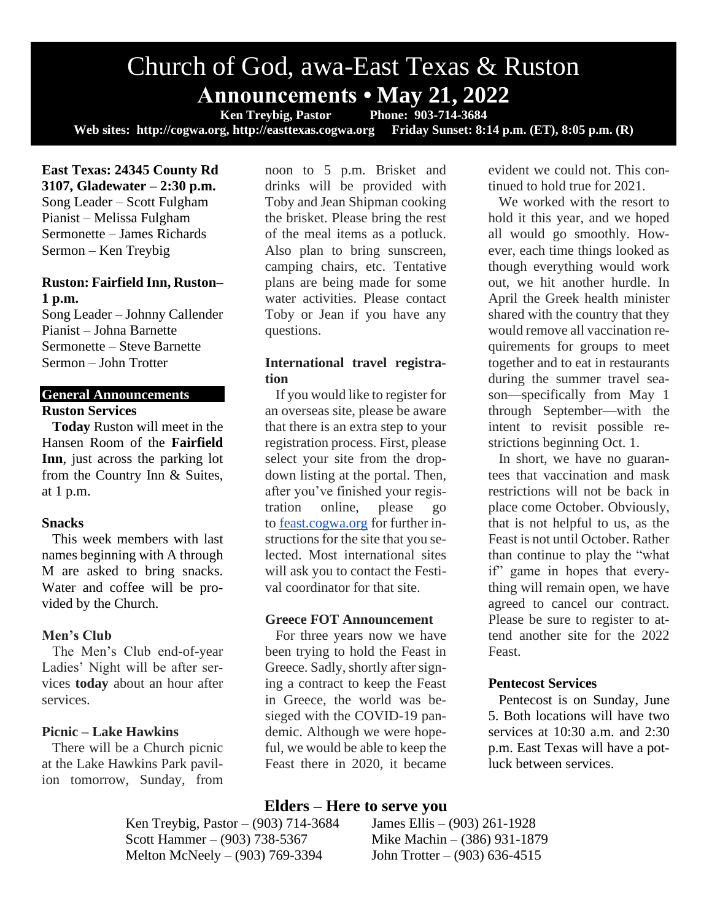# Church of God, awa-East Texas & Ruston

## Announcements • May 21, 2022

**Ken Treybig, Pastor Phone: 903-714-3684**

**Web sites: http://cogwa.org, http://easttexas.cogwa.org Friday Sunset: 8:14 p.m. (ET), 8:05 p.m. (R)**

**East Texas: 24345 County Rd 3107, Gladewater – 2:30 p.m.**
Song Leader – Scott Fulgham
Pianist – Melissa Fulgham
Sermonette – James Richards
Sermon – Ken Treybig

**Ruston: Fairfield Inn, Ruston– 1 p.m.**
Song Leader – Johnny Callender
Pianist – Johna Barnette
Sermonette – Steve Barnette
Sermon – John Trotter

## General Announcements

### Ruston Services

**Today** Ruston will meet in the Hansen Room of the **Fairfield Inn**, just across the parking lot from the Country Inn & Suites, at 1 p.m.

### Snacks

This week members with last names beginning with A through M are asked to bring snacks. Water and coffee will be provided by the Church.

### Men's Club

The Men's Club end-of-year Ladies' Night will be after services **today** about an hour after services.

### Picnic – Lake Hawkins

There will be a Church picnic at the Lake Hawkins Park pavilion tomorrow, Sunday, from noon to 5 p.m. Brisket and drinks will be provided with Toby and Jean Shipman cooking the brisket. Please bring the rest of the meal items as a potluck. Also plan to bring sunscreen, camping chairs, etc. Tentative plans are being made for some water activities. Please contact Toby or Jean if you have any questions.

### International travel registration

If you would like to register for an overseas site, please be aware that there is an extra step to your registration process. First, please select your site from the drop-down listing at the portal. Then, after you've finished your registration online, please go to feast.cogwa.org for further instructions for the site that you selected. Most international sites will ask you to contact the Festival coordinator for that site.

### Greece FOT Announcement

For three years now we have been trying to hold the Feast in Greece. Sadly, shortly after signing a contract to keep the Feast in Greece, the world was besieged with the COVID-19 pandemic. Although we were hopeful, we would be able to keep the Feast there in 2020, it became evident we could not. This continued to hold true for 2021.

We worked with the resort to hold it this year, and we hoped all would go smoothly. However, each time things looked as though everything would work out, we hit another hurdle. In April the Greek health minister shared with the country that they would remove all vaccination requirements for groups to meet together and to eat in restaurants during the summer travel season—specifically from May 1 through September—with the intent to revisit possible restrictions beginning Oct. 1.

In short, we have no guarantees that vaccination and mask restrictions will not be back in place come October. Obviously, that is not helpful to us, as the Feast is not until October. Rather than continue to play the "what if" game in hopes that everything will remain open, we have agreed to cancel our contract. Please be sure to register to attend another site for the 2022 Feast.

### Pentecost Services

Pentecost is on Sunday, June 5. Both locations will have two services at 10:30 a.m. and 2:30 p.m. East Texas will have a potluck between services.

## Elders – Here to serve you

Ken Treybig, Pastor – (903) 714-3684
Scott Hammer – (903) 738-5367
Melton McNeely – (903) 769-3394
James Ellis – (903) 261-1928
Mike Machin – (386) 931-1879
John Trotter – (903) 636-4515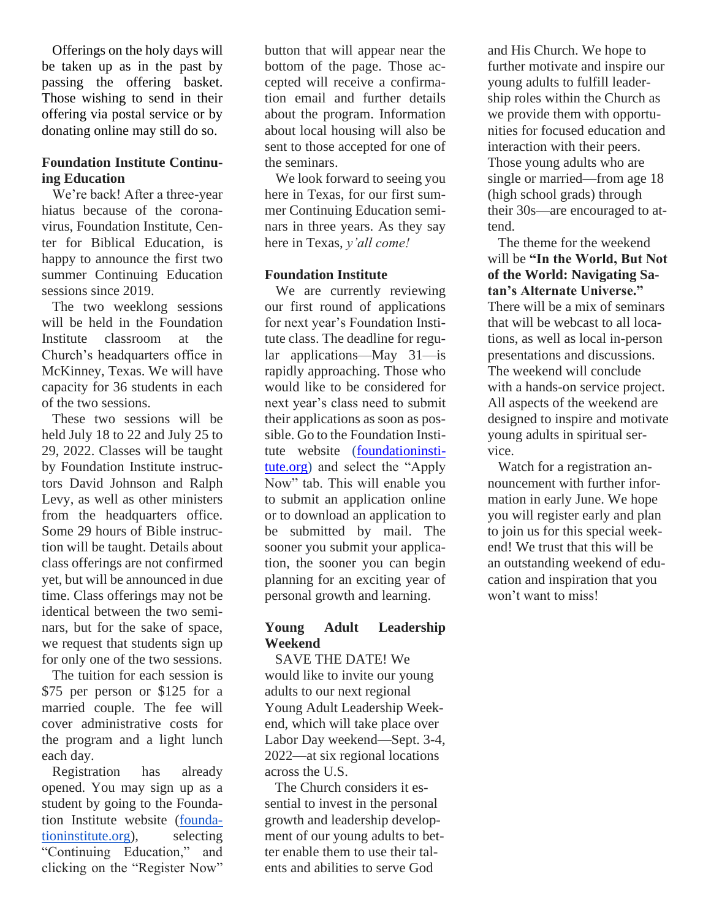Offerings on the holy days will be taken up as in the past by passing the offering basket. Those wishing to send in their offering via postal service or by donating online may still do so.

**Foundation Institute Continuing Education**

We're back! After a three-year hiatus because of the coronavirus, Foundation Institute, Center for Biblical Education, is happy to announce the first two summer Continuing Education sessions since 2019.

The two weeklong sessions will be held in the Foundation Institute classroom at the Church's headquarters office in McKinney, Texas. We will have capacity for 36 students in each of the two sessions.

These two sessions will be held July 18 to 22 and July 25 to 29, 2022. Classes will be taught by Foundation Institute instructors David Johnson and Ralph Levy, as well as other ministers from the headquarters office. Some 29 hours of Bible instruction will be taught. Details about class offerings are not confirmed yet, but will be announced in due time. Class offerings may not be identical between the two seminars, but for the sake of space, we request that students sign up for only one of the two sessions.

The tuition for each session is $75 per person or $125 for a married couple. The fee will cover administrative costs for the program and a light lunch each day.

Registration has already opened. You may sign up as a student by going to the Foundation Institute website (foundationinstitute.org), selecting "Continuing Education," and clicking on the "Register Now" button that will appear near the bottom of the page. Those accepted will receive a confirmation email and further details about the program. Information about local housing will also be sent to those accepted for one of the seminars.

We look forward to seeing you here in Texas, for our first summer Continuing Education seminars in three years. As they say here in Texas, *y'all come!*

**Foundation Institute**

We are currently reviewing our first round of applications for next year's Foundation Institute class. The deadline for regular applications—May 31—is rapidly approaching. Those who would like to be considered for next year's class need to submit their applications as soon as possible. Go to the Foundation Institute website (foundationinstitute.org) and select the "Apply Now" tab. This will enable you to submit an application online or to download an application to be submitted by mail. The sooner you submit your application, the sooner you can begin planning for an exciting year of personal growth and learning.

**Young Adult Leadership Weekend**

SAVE THE DATE! We would like to invite our young adults to our next regional Young Adult Leadership Weekend, which will take place over Labor Day weekend—Sept. 3-4, 2022—at six regional locations across the U.S.

The Church considers it essential to invest in the personal growth and leadership development of our young adults to better enable them to use their talents and abilities to serve God and His Church. We hope to further motivate and inspire our young adults to fulfill leadership roles within the Church as we provide them with opportunities for focused education and interaction with their peers. Those young adults who are single or married—from age 18 (high school grads) through their 30s—are encouraged to attend.

The theme for the weekend will be **"In the World, But Not of the World: Navigating Satan's Alternate Universe."** There will be a mix of seminars that will be webcast to all locations, as well as local in-person presentations and discussions. The weekend will conclude with a hands-on service project. All aspects of the weekend are designed to inspire and motivate young adults in spiritual service.

Watch for a registration announcement with further information in early June. We hope you will register early and plan to join us for this special weekend! We trust that this will be an outstanding weekend of education and inspiration that you won't want to miss!